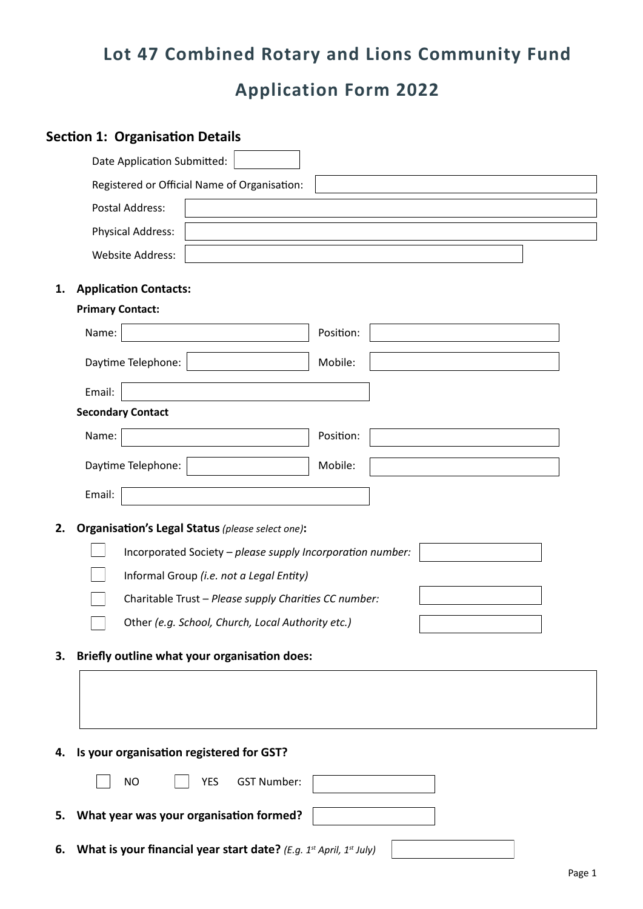# Lot 47 Combined Rotary and Lions Community Fund

# Application Form 2022

## Section 1: Organisation Details

Date Application Submitted:

Registered or Official Name of Organisation:

Postal Address:

Physical Address:

Website Address:

**1. Application Contacts:**

**Primary Contact:**

Name: Position:

Daytime Telephone: Mobile:

Email:

**Secondary Contact**

Name: Position:

Daytime Telephone: Mobile:

Email:

**2. Organisation's Legal Status** *(please select one)***:**

- ☐ Incorporated Society – *please supply Incorporation number:*
- ☐ Informal Group *(i.e. not a Legal Entity)*
- ☐ Charitable Trust – *Please supply Charities CC number:*
- ☐ Other *(e.g. School, Church, Local Authority etc.)*

**3. Briefly outline what your organisation does:**

**4. Is your organisation registered for GST?**

☐ NO ☐ YES GST Number:

**5. What year was your organisation formed?**

**6. What is your financial year start date?** *(E.g. 1st April, 1st July)*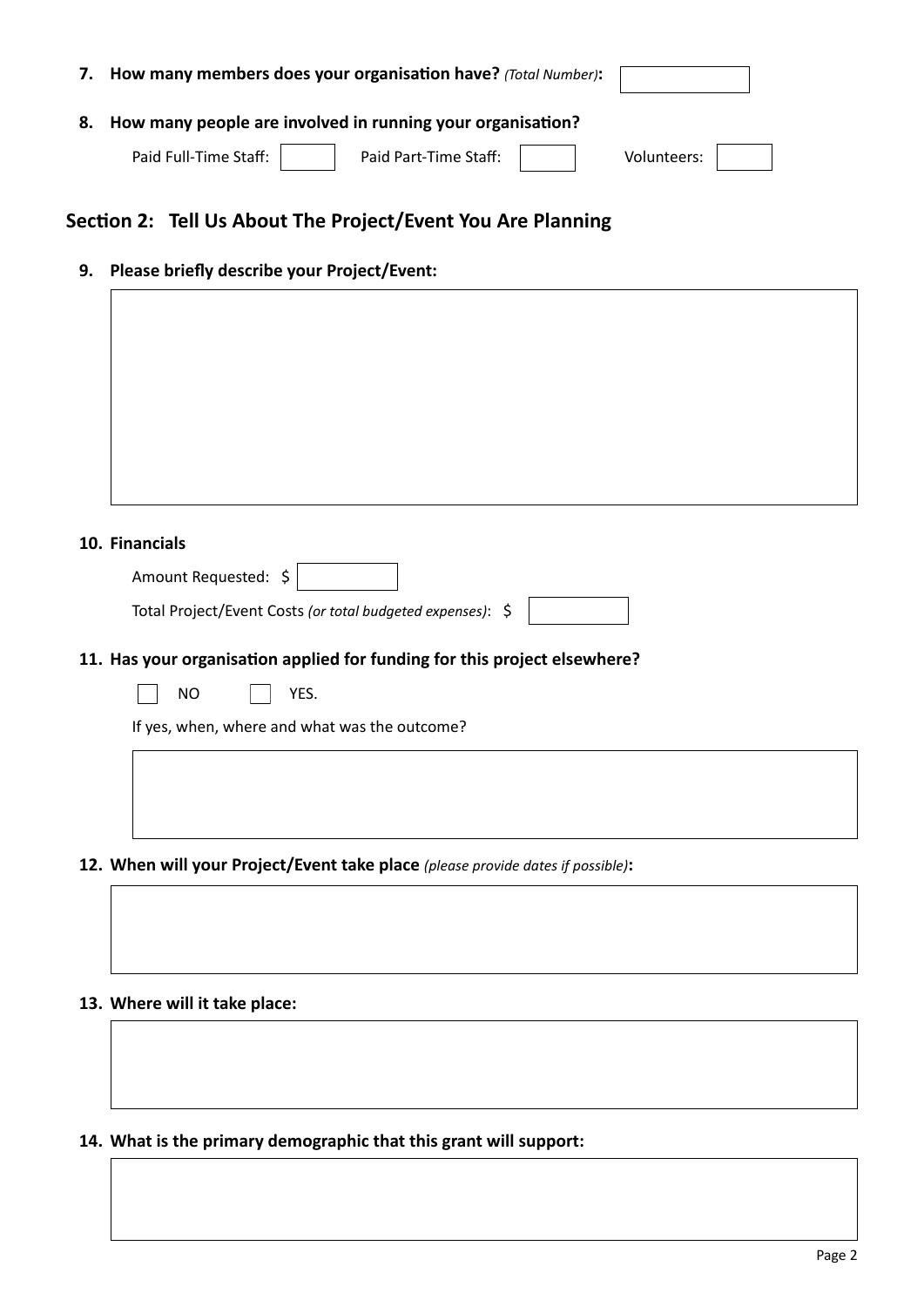7. **How many members does your organisation have?** *(Total Number)***:**

8. **How many people are involved in running your organisation?**

   Paid Full-Time Staff: Paid Part-Time Staff: Volunteers:

## Section 2: Tell Us About The Project/Event You Are Planning

9. **Please briefly describe your Project/Event:**

10. **Financials**

    Amount Requested: $

    Total Project/Event Costs *(or total budgeted expenses)*: $

11. **Has your organisation applied for funding for this project elsewhere?**

    ☐ NO ☐ YES.

    If yes, when, where and what was the outcome?

12. **When will your Project/Event take place** *(please provide dates if possible)***:**

13. **Where will it take place:**

14. **What is the primary demographic that this grant will support:**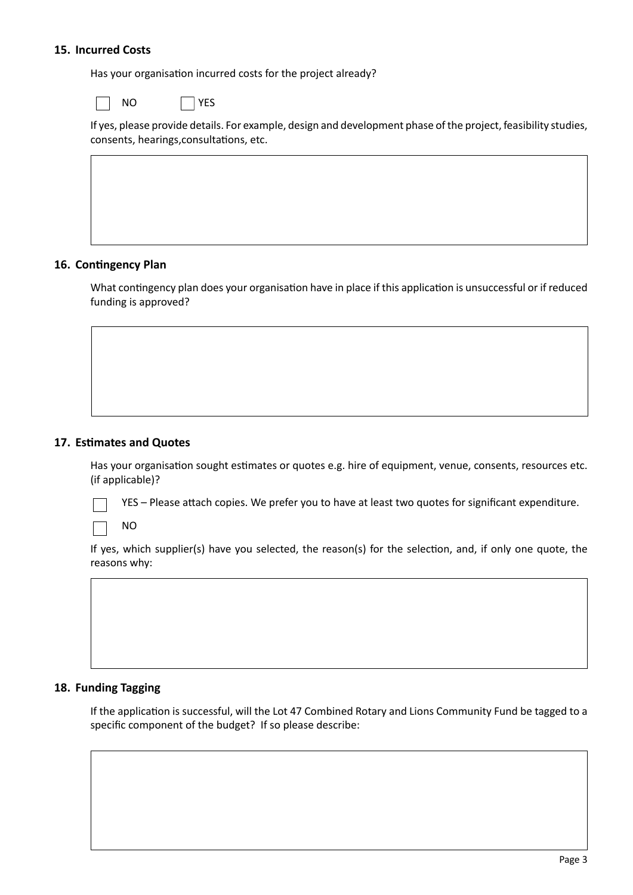## 15. Incurred Costs

Has your organisation incurred costs for the project already?

☐ NO ☐ YES

If yes, please provide details. For example, design and development phase of the project, feasibility studies, consents, hearings,consultations, etc.

## 16. Contingency Plan

What contingency plan does your organisation have in place if this application is unsuccessful or if reduced funding is approved?

## 17. Estimates and Quotes

Has your organisation sought estimates or quotes e.g. hire of equipment, venue, consents, resources etc. (if applicable)?

☐ YES – Please attach copies. We prefer you to have at least two quotes for significant expenditure.

☐ NO

If yes, which supplier(s) have you selected, the reason(s) for the selection, and, if only one quote, the reasons why:

## 18. Funding Tagging

If the application is successful, will the Lot 47 Combined Rotary and Lions Community Fund be tagged to a specific component of the budget? If so please describe: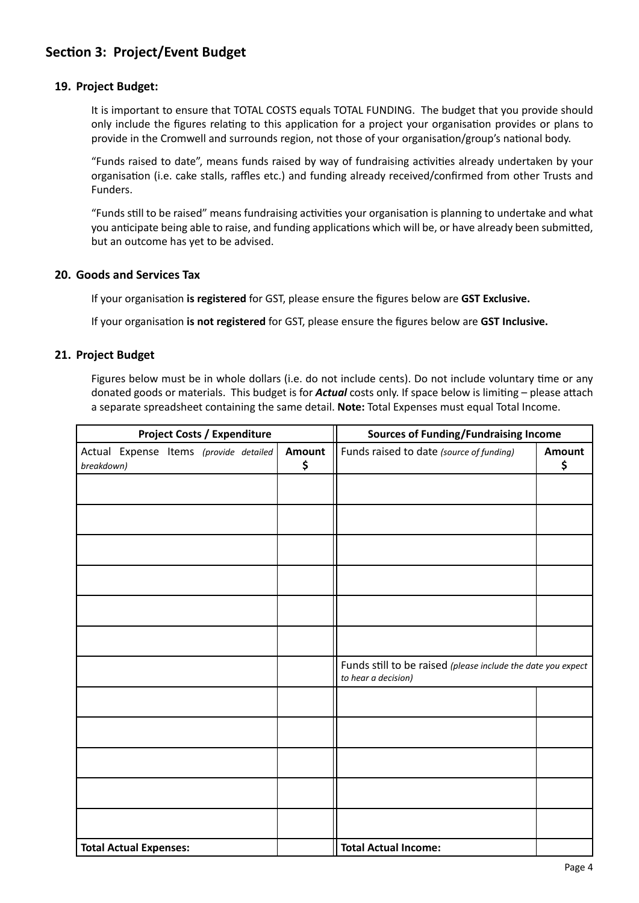## Section 3: Project/Event Budget

### 19. Project Budget:

It is important to ensure that TOTAL COSTS equals TOTAL FUNDING. The budget that you provide should only include the figures relating to this application for a project your organisation provides or plans to provide in the Cromwell and surrounds region, not those of your organisation/group's national body.

"Funds raised to date", means funds raised by way of fundraising activities already undertaken by your organisation (i.e. cake stalls, raffles etc.) and funding already received/confirmed from other Trusts and Funders.

"Funds still to be raised" means fundraising activities your organisation is planning to undertake and what you anticipate being able to raise, and funding applications which will be, or have already been submitted, but an outcome has yet to be advised.

### 20. Goods and Services Tax

If your organisation **is registered** for GST, please ensure the figures below are **GST Exclusive.**

If your organisation **is not registered** for GST, please ensure the figures below are **GST Inclusive.**

### 21. Project Budget

Figures below must be in whole dollars (i.e. do not include cents). Do not include voluntary time or any donated goods or materials. This budget is for ***Actual*** costs only. If space below is limiting – please attach a separate spreadsheet containing the same detail. **Note:** Total Expenses must equal Total Income.

| **Project Costs / Expenditure** | | **Sources of Funding/Fundraising Income** | |
|---|---|---|---|
| Actual Expense Items *(provide detailed breakdown)* | **Amount $** | Funds raised to date *(source of funding)* | **Amount $** |
| | | | |
| | | | |
| | | | |
| | | | |
| | | | |
| | | | |
| | | Funds still to be raised *(please include the date you expect to hear a decision)* | |
| | | | |
| | | | |
| | | | |
| | | | |
| | | | |
| **Total Actual Expenses:** | | **Total Actual Income:** | |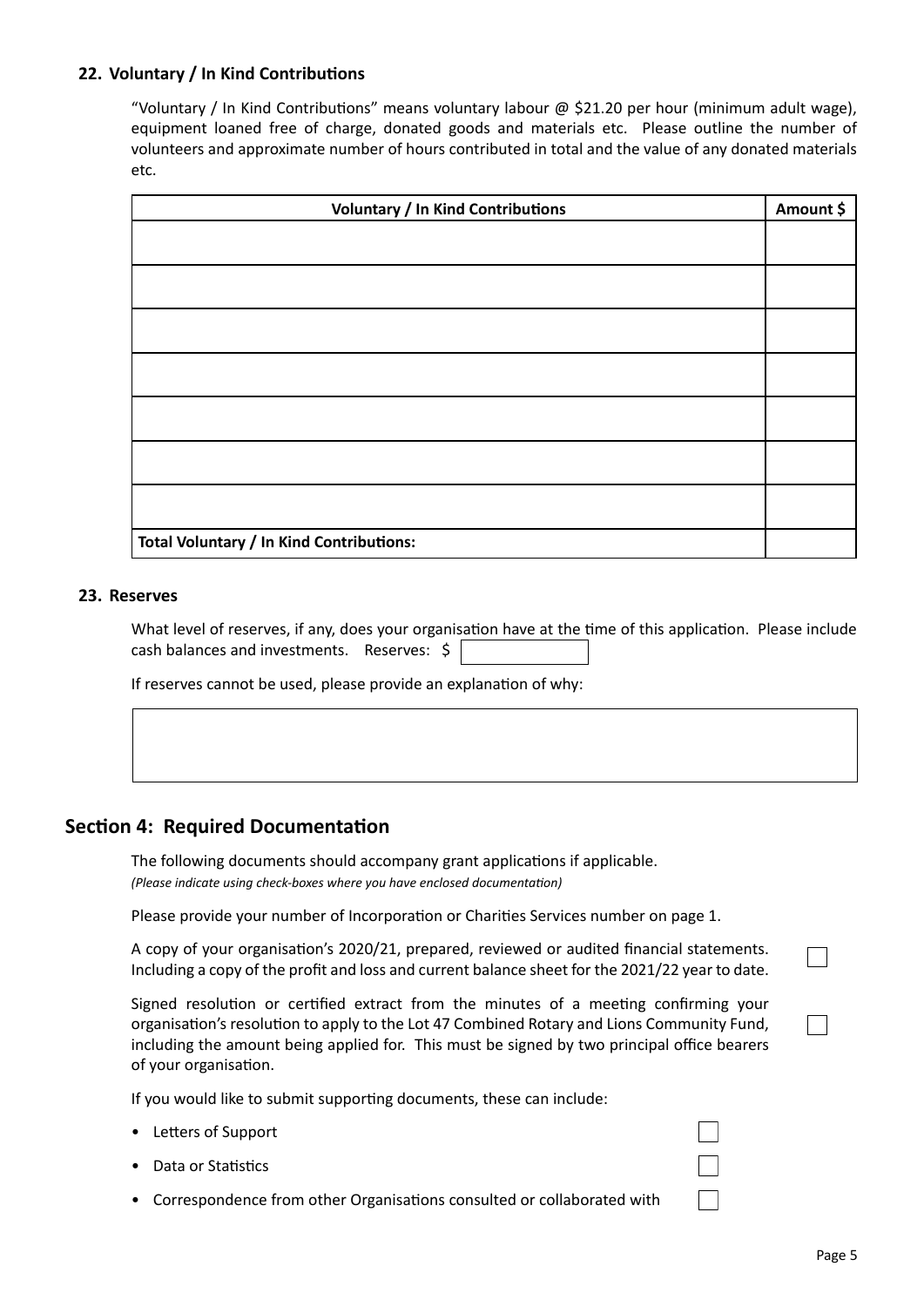### 22. Voluntary / In Kind Contributions

"Voluntary / In Kind Contributions" means voluntary labour @ $21.20 per hour (minimum adult wage), equipment loaned free of charge, donated goods and materials etc. Please outline the number of volunteers and approximate number of hours contributed in total and the value of any donated materials etc.

| Voluntary / In Kind Contributions | Amount $ |
|---|---|
| | |
| | |
| | |
| | |
| | |
| | |
| | |
| **Total Voluntary / In Kind Contributions:** | |

### 23. Reserves

What level of reserves, if any, does your organisation have at the time of this application. Please include cash balances and investments. Reserves: $ ☐

If reserves cannot be used, please provide an explanation of why:

☐

## Section 4: Required Documentation

The following documents should accompany grant applications if applicable.
*(Please indicate using check-boxes where you have enclosed documentation)*

Please provide your number of Incorporation or Charities Services number on page 1.

A copy of your organisation's 2020/21, prepared, reviewed or audited financial statements. Including a copy of the profit and loss and current balance sheet for the 2021/22 year to date. ☐

Signed resolution or certified extract from the minutes of a meeting confirming your organisation's resolution to apply to the Lot 47 Combined Rotary and Lions Community Fund, including the amount being applied for. This must be signed by two principal office bearers of your organisation. ☐

If you would like to submit supporting documents, these can include:

- Letters of Support ☐
- Data or Statistics ☐
- Correspondence from other Organisations consulted or collaborated with ☐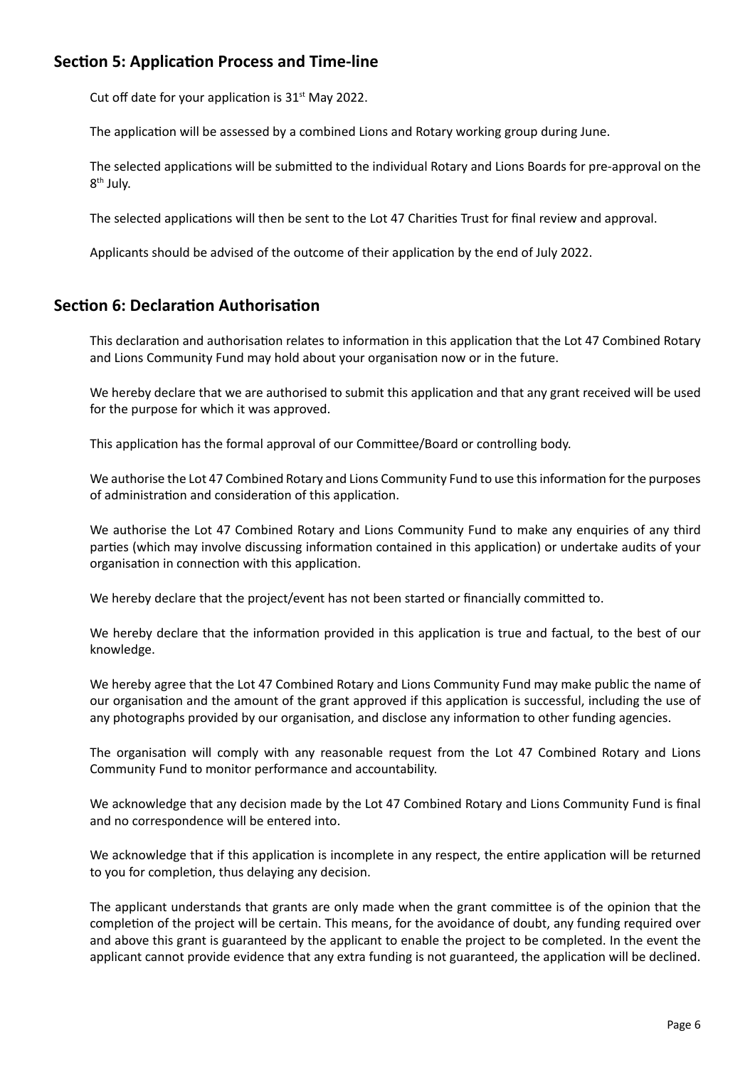## Section 5: Application Process and Time-line

Cut off date for your application is 31st May 2022.

The application will be assessed by a combined Lions and Rotary working group during June.

The selected applications will be submitted to the individual Rotary and Lions Boards for pre-approval on the 8th July.

The selected applications will then be sent to the Lot 47 Charities Trust for final review and approval.

Applicants should be advised of the outcome of their application by the end of July 2022.

## Section 6: Declaration Authorisation

This declaration and authorisation relates to information in this application that the Lot 47 Combined Rotary and Lions Community Fund may hold about your organisation now or in the future.

We hereby declare that we are authorised to submit this application and that any grant received will be used for the purpose for which it was approved.

This application has the formal approval of our Committee/Board or controlling body.

We authorise the Lot 47 Combined Rotary and Lions Community Fund to use this information for the purposes of administration and consideration of this application.

We authorise the Lot 47 Combined Rotary and Lions Community Fund to make any enquiries of any third parties (which may involve discussing information contained in this application) or undertake audits of your organisation in connection with this application.

We hereby declare that the project/event has not been started or financially committed to.

We hereby declare that the information provided in this application is true and factual, to the best of our knowledge.

We hereby agree that the Lot 47 Combined Rotary and Lions Community Fund may make public the name of our organisation and the amount of the grant approved if this application is successful, including the use of any photographs provided by our organisation, and disclose any information to other funding agencies.

The organisation will comply with any reasonable request from the Lot 47 Combined Rotary and Lions Community Fund to monitor performance and accountability.

We acknowledge that any decision made by the Lot 47 Combined Rotary and Lions Community Fund is final and no correspondence will be entered into.

We acknowledge that if this application is incomplete in any respect, the entire application will be returned to you for completion, thus delaying any decision.

The applicant understands that grants are only made when the grant committee is of the opinion that the completion of the project will be certain. This means, for the avoidance of doubt, any funding required over and above this grant is guaranteed by the applicant to enable the project to be completed. In the event the applicant cannot provide evidence that any extra funding is not guaranteed, the application will be declined.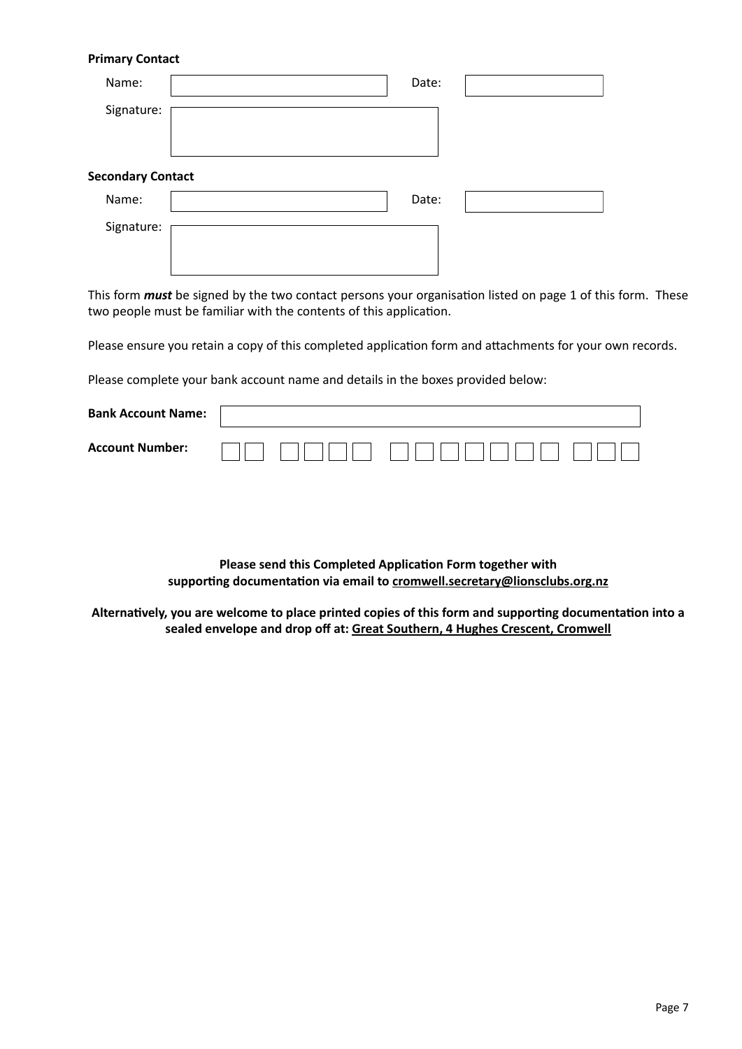**Primary Contact**

Name: Date:

Signature:

**Secondary Contact**

Name: Date:

Signature:

This form ***must*** be signed by the two contact persons your organisation listed on page 1 of this form. These two people must be familiar with the contents of this application.

Please ensure you retain a copy of this completed application form and attachments for your own records.

Please complete your bank account name and details in the boxes provided below:

**Bank Account Name:**

**Account Number:**

**Please send this Completed Application Form together with supporting documentation via email to cromwell.secretary@lionsclubs.org.nz**

**Alternatively, you are welcome to place printed copies of this form and supporting documentation into a sealed envelope and drop off at: Great Southern, 4 Hughes Crescent, Cromwell**